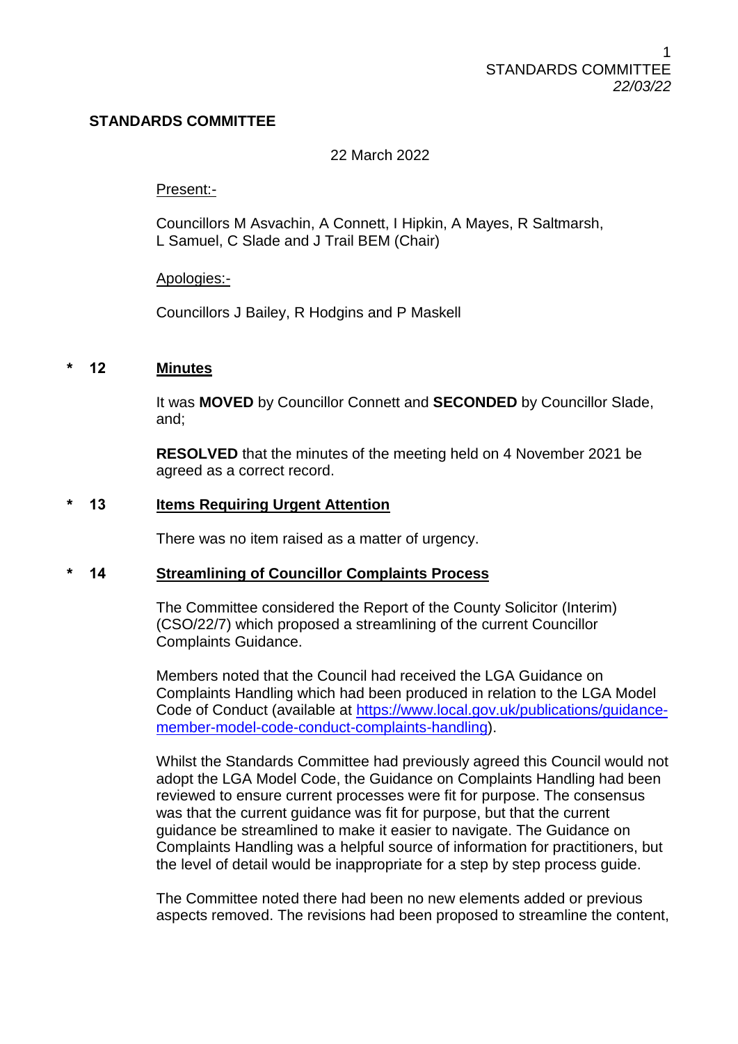## STANDARDS COMMITTEE

22 March 2022

Present:-

Councillors M Asvachin, A Connett, I Hipkin, A Mayes, R Saltmarsh, L Samuel, C Slade and J Trail BEM (Chair)

Apologies:-

Councillors J Bailey, R Hodgins and P Maskell

### * 12 Minutes

It was **MOVED** by Councillor Connett and **SECONDED** by Councillor Slade, and;

**RESOLVED** that the minutes of the meeting held on 4 November 2021 be agreed as a correct record.

### * 13 Items Requiring Urgent Attention

There was no item raised as a matter of urgency.

### * 14 Streamlining of Councillor Complaints Process

The Committee considered the Report of the County Solicitor (Interim) (CSO/22/7) which proposed a streamlining of the current Councillor Complaints Guidance.

Members noted that the Council had received the LGA Guidance on Complaints Handling which had been produced in relation to the LGA Model Code of Conduct (available at [https://www.local.gov.uk/publications/guidance-member-model-code-conduct-complaints-handling](https://www.local.gov.uk/publications/guidance-member-model-code-conduct-complaints-handling)).

Whilst the Standards Committee had previously agreed this Council would not adopt the LGA Model Code, the Guidance on Complaints Handling had been reviewed to ensure current processes were fit for purpose. The consensus was that the current guidance was fit for purpose, but that the current guidance be streamlined to make it easier to navigate. The Guidance on Complaints Handling was a helpful source of information for practitioners, but the level of detail would be inappropriate for a step by step process guide.

The Committee noted there had been no new elements added or previous aspects removed. The revisions had been proposed to streamline the content,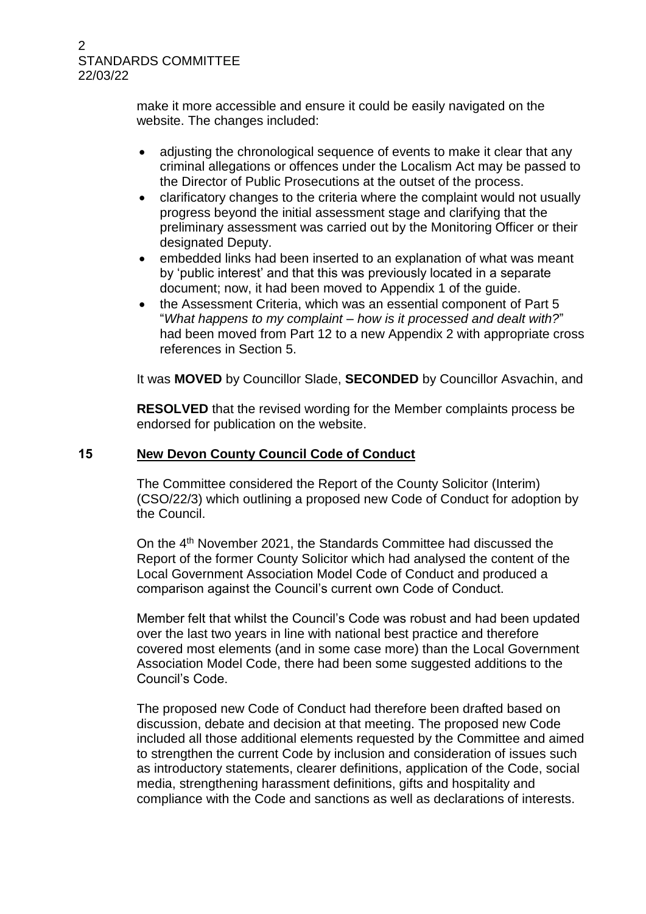make it more accessible and ensure it could be easily navigated on the website. The changes included:

- adjusting the chronological sequence of events to make it clear that any criminal allegations or offences under the Localism Act may be passed to the Director of Public Prosecutions at the outset of the process.
- clarificatory changes to the criteria where the complaint would not usually progress beyond the initial assessment stage and clarifying that the preliminary assessment was carried out by the Monitoring Officer or their designated Deputy.
- embedded links had been inserted to an explanation of what was meant by 'public interest' and that this was previously located in a separate document; now, it had been moved to Appendix 1 of the guide.
- the Assessment Criteria, which was an essential component of Part 5 "*What happens to my complaint – how is it processed and dealt with?*" had been moved from Part 12 to a new Appendix 2 with appropriate cross references in Section 5.

It was **MOVED** by Councillor Slade, **SECONDED** by Councillor Asvachin, and

**RESOLVED** that the revised wording for the Member complaints process be endorsed for publication on the website.

## 15 New Devon County Council Code of Conduct

The Committee considered the Report of the County Solicitor (Interim) (CSO/22/3) which outlining a proposed new Code of Conduct for adoption by the Council.

On the 4th November 2021, the Standards Committee had discussed the Report of the former County Solicitor which had analysed the content of the Local Government Association Model Code of Conduct and produced a comparison against the Council's current own Code of Conduct.

Member felt that whilst the Council's Code was robust and had been updated over the last two years in line with national best practice and therefore covered most elements (and in some case more) than the Local Government Association Model Code, there had been some suggested additions to the Council's Code.

The proposed new Code of Conduct had therefore been drafted based on discussion, debate and decision at that meeting. The proposed new Code included all those additional elements requested by the Committee and aimed to strengthen the current Code by inclusion and consideration of issues such as introductory statements, clearer definitions, application of the Code, social media, strengthening harassment definitions, gifts and hospitality and compliance with the Code and sanctions as well as declarations of interests.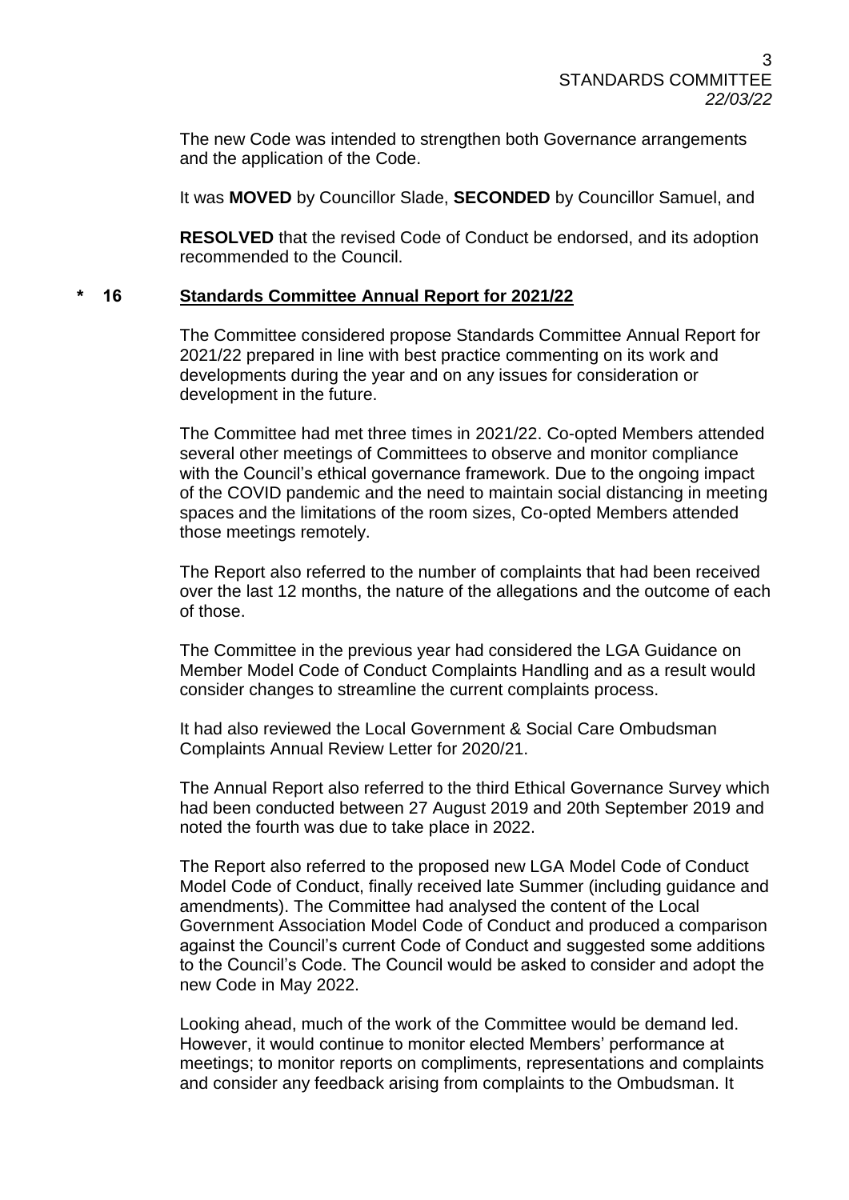The new Code was intended to strengthen both Governance arrangements and the application of the Code.

It was **MOVED** by Councillor Slade, **SECONDED** by Councillor Samuel, and

**RESOLVED** that the revised Code of Conduct be endorsed, and its adoption recommended to the Council.

## * 16 Standards Committee Annual Report for 2021/22

The Committee considered propose Standards Committee Annual Report for 2021/22 prepared in line with best practice commenting on its work and developments during the year and on any issues for consideration or development in the future.

The Committee had met three times in 2021/22. Co-opted Members attended several other meetings of Committees to observe and monitor compliance with the Council's ethical governance framework. Due to the ongoing impact of the COVID pandemic and the need to maintain social distancing in meeting spaces and the limitations of the room sizes, Co-opted Members attended those meetings remotely.

The Report also referred to the number of complaints that had been received over the last 12 months, the nature of the allegations and the outcome of each of those.

The Committee in the previous year had considered the LGA Guidance on Member Model Code of Conduct Complaints Handling and as a result would consider changes to streamline the current complaints process.

It had also reviewed the Local Government & Social Care Ombudsman Complaints Annual Review Letter for 2020/21.

The Annual Report also referred to the third Ethical Governance Survey which had been conducted between 27 August 2019 and 20th September 2019 and noted the fourth was due to take place in 2022.

The Report also referred to the proposed new LGA Model Code of Conduct Model Code of Conduct, finally received late Summer (including guidance and amendments). The Committee had analysed the content of the Local Government Association Model Code of Conduct and produced a comparison against the Council's current Code of Conduct and suggested some additions to the Council's Code. The Council would be asked to consider and adopt the new Code in May 2022.

Looking ahead, much of the work of the Committee would be demand led. However, it would continue to monitor elected Members' performance at meetings; to monitor reports on compliments, representations and complaints and consider any feedback arising from complaints to the Ombudsman. It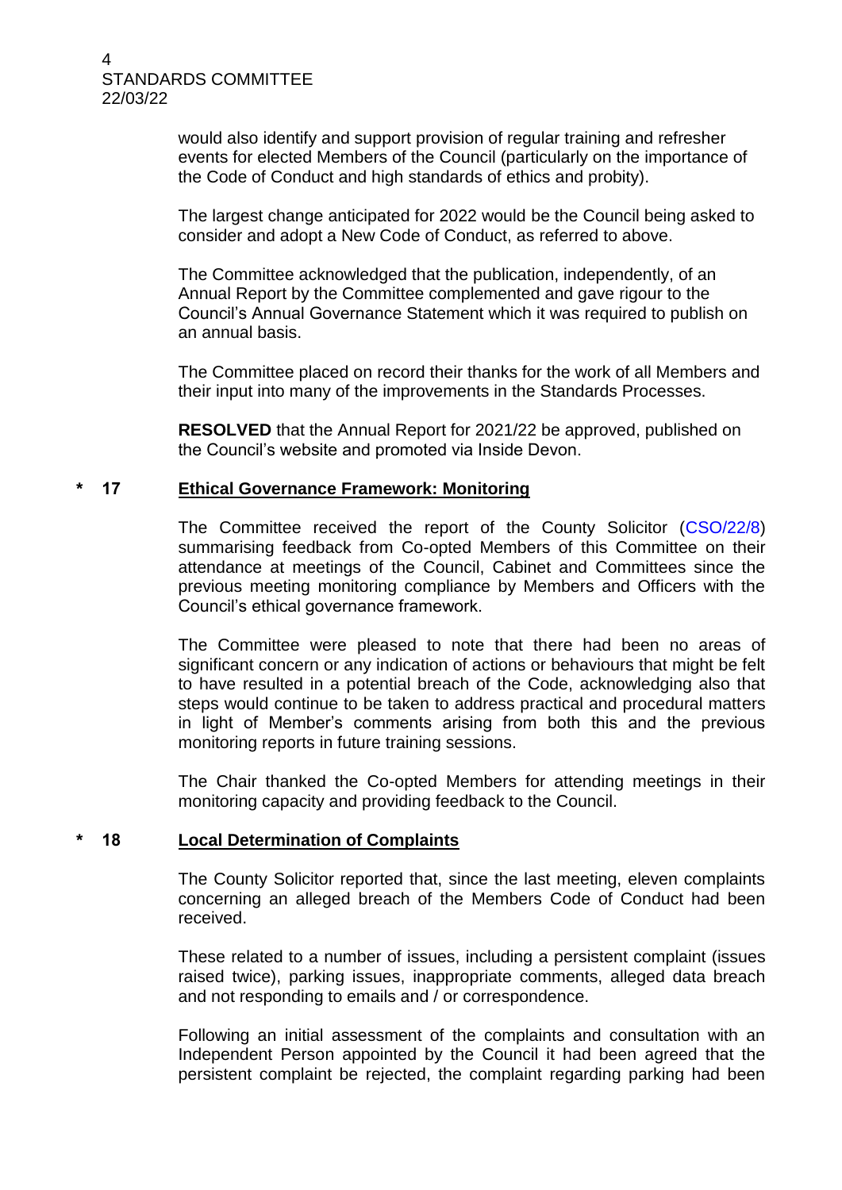would also identify and support provision of regular training and refresher events for elected Members of the Council (particularly on the importance of the Code of Conduct and high standards of ethics and probity).

The largest change anticipated for 2022 would be the Council being asked to consider and adopt a New Code of Conduct, as referred to above.

The Committee acknowledged that the publication, independently, of an Annual Report by the Committee complemented and gave rigour to the Council's Annual Governance Statement which it was required to publish on an annual basis.

The Committee placed on record their thanks for the work of all Members and their input into many of the improvements in the Standards Processes.

**RESOLVED** that the Annual Report for 2021/22 be approved, published on the Council's website and promoted via Inside Devon.

## * 17 Ethical Governance Framework: Monitoring

The Committee received the report of the County Solicitor (CSO/22/8) summarising feedback from Co-opted Members of this Committee on their attendance at meetings of the Council, Cabinet and Committees since the previous meeting monitoring compliance by Members and Officers with the Council's ethical governance framework.

The Committee were pleased to note that there had been no areas of significant concern or any indication of actions or behaviours that might be felt to have resulted in a potential breach of the Code, acknowledging also that steps would continue to be taken to address practical and procedural matters in light of Member's comments arising from both this and the previous monitoring reports in future training sessions.

The Chair thanked the Co-opted Members for attending meetings in their monitoring capacity and providing feedback to the Council.

## * 18 Local Determination of Complaints

The County Solicitor reported that, since the last meeting, eleven complaints concerning an alleged breach of the Members Code of Conduct had been received.

These related to a number of issues, including a persistent complaint (issues raised twice), parking issues, inappropriate comments, alleged data breach and not responding to emails and / or correspondence.

Following an initial assessment of the complaints and consultation with an Independent Person appointed by the Council it had been agreed that the persistent complaint be rejected, the complaint regarding parking had been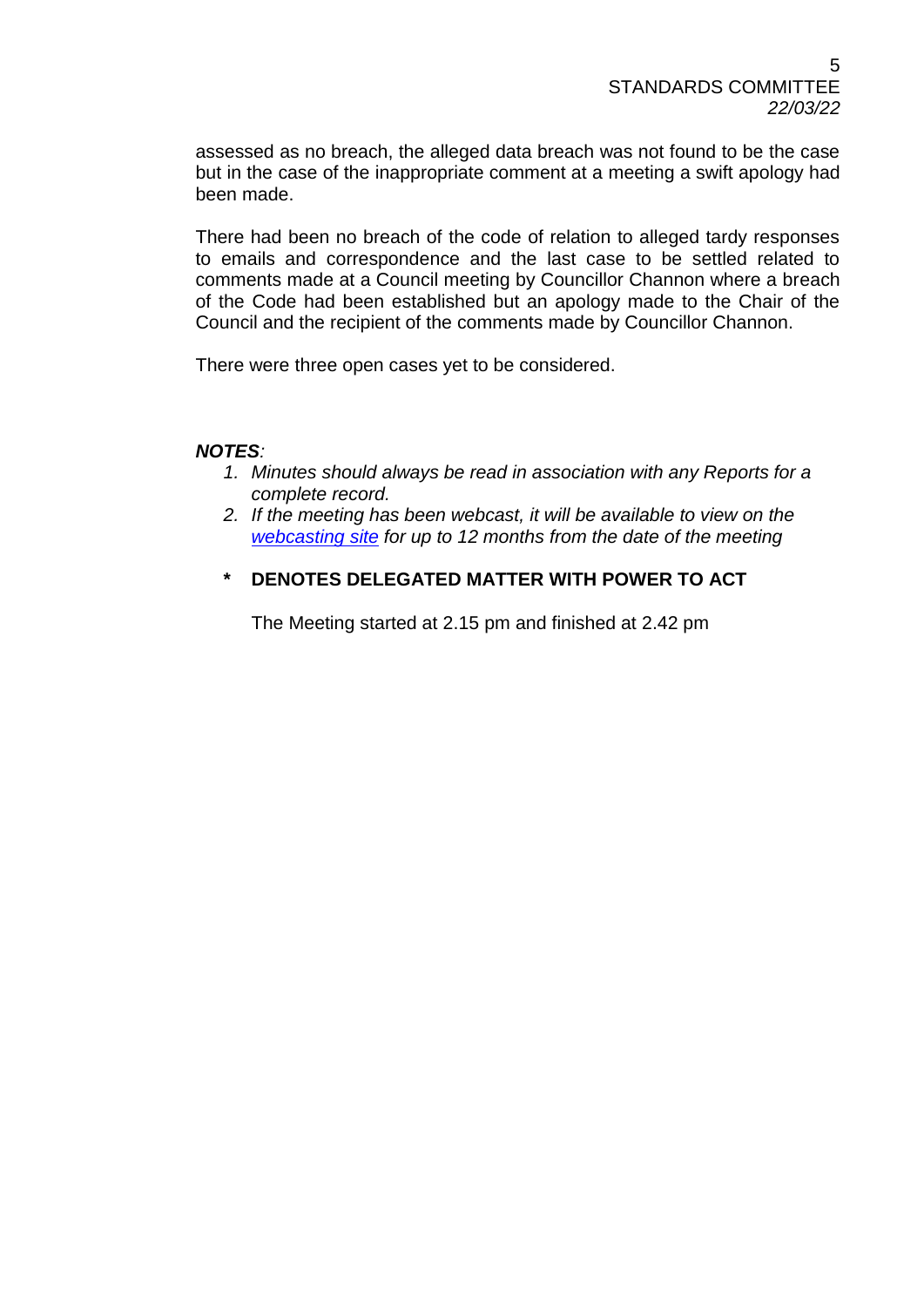assessed as no breach, the alleged data breach was not found to be the case but in the case of the inappropriate comment at a meeting a swift apology had been made.

There had been no breach of the code of relation to alleged tardy responses to emails and correspondence and the last case to be settled related to comments made at a Council meeting by Councillor Channon where a breach of the Code had been established but an apology made to the Chair of the Council and the recipient of the comments made by Councillor Channon.

There were three open cases yet to be considered.

***NOTES***:

1. *Minutes should always be read in association with any Reports for a complete record.*
2. *If the meeting has been webcast, it will be available to view on the webcasting site for up to 12 months from the date of the meeting*

**\* DENOTES DELEGATED MATTER WITH POWER TO ACT**

The Meeting started at 2.15 pm and finished at 2.42 pm